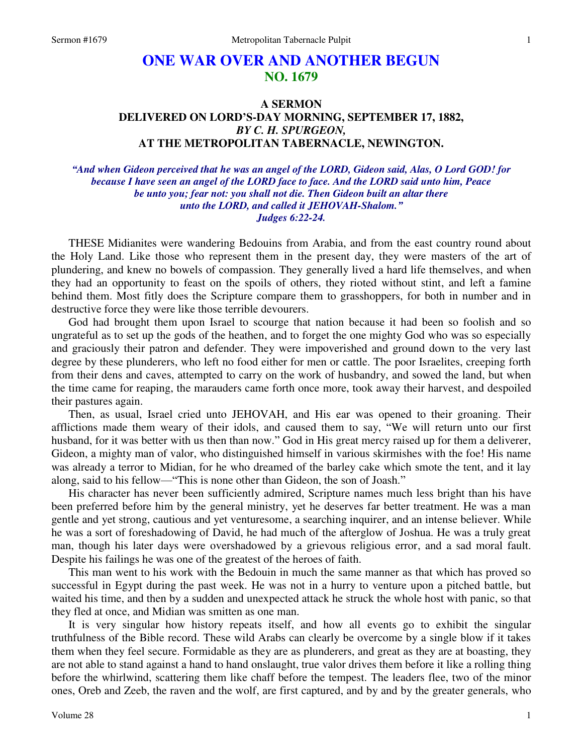# ONE WAR OVER AND ANOTHER BEGUN
## NO. 1679

### A SERMON
### DELIVERED ON LORD'S-DAY MORNING, SEPTEMBER 17, 1882,
### *BY C. H. SPURGEON,*
### AT THE METROPOLITAN TABERNACLE, NEWINGTON.

***"And when Gideon perceived that he was an angel of the LORD, Gideon said, Alas, O Lord GOD! for because I have seen an angel of the LORD face to face. And the LORD said unto him, Peace be unto you; fear not: you shall not die. Then Gideon built an altar there unto the LORD, and called it JEHOVAH-Shalom." Judges 6:22-24.***

THESE Midianites were wandering Bedouins from Arabia, and from the east country round about the Holy Land. Like those who represent them in the present day, they were masters of the art of plundering, and knew no bowels of compassion. They generally lived a hard life themselves, and when they had an opportunity to feast on the spoils of others, they rioted without stint, and left a famine behind them. Most fitly does the Scripture compare them to grasshoppers, for both in number and in destructive force they were like those terrible devourers.

God had brought them upon Israel to scourge that nation because it had been so foolish and so ungrateful as to set up the gods of the heathen, and to forget the one mighty God who was so especially and graciously their patron and defender. They were impoverished and ground down to the very last degree by these plunderers, who left no food either for men or cattle. The poor Israelites, creeping forth from their dens and caves, attempted to carry on the work of husbandry, and sowed the land, but when the time came for reaping, the marauders came forth once more, took away their harvest, and despoiled their pastures again.

Then, as usual, Israel cried unto JEHOVAH, and His ear was opened to their groaning. Their afflictions made them weary of their idols, and caused them to say, "We will return unto our first husband, for it was better with us then than now." God in His great mercy raised up for them a deliverer, Gideon, a mighty man of valor, who distinguished himself in various skirmishes with the foe! His name was already a terror to Midian, for he who dreamed of the barley cake which smote the tent, and it lay along, said to his fellow—"This is none other than Gideon, the son of Joash."

His character has never been sufficiently admired, Scripture names much less bright than his have been preferred before him by the general ministry, yet he deserves far better treatment. He was a man gentle and yet strong, cautious and yet venturesome, a searching inquirer, and an intense believer. While he was a sort of foreshadowing of David, he had much of the afterglow of Joshua. He was a truly great man, though his later days were overshadowed by a grievous religious error, and a sad moral fault. Despite his failings he was one of the greatest of the heroes of faith.

This man went to his work with the Bedouin in much the same manner as that which has proved so successful in Egypt during the past week. He was not in a hurry to venture upon a pitched battle, but waited his time, and then by a sudden and unexpected attack he struck the whole host with panic, so that they fled at once, and Midian was smitten as one man.

It is very singular how history repeats itself, and how all events go to exhibit the singular truthfulness of the Bible record. These wild Arabs can clearly be overcome by a single blow if it takes them when they feel secure. Formidable as they are as plunderers, and great as they are at boasting, they are not able to stand against a hand to hand onslaught, true valor drives them before it like a rolling thing before the whirlwind, scattering them like chaff before the tempest. The leaders flee, two of the minor ones, Oreb and Zeeb, the raven and the wolf, are first captured, and by and by the greater generals, who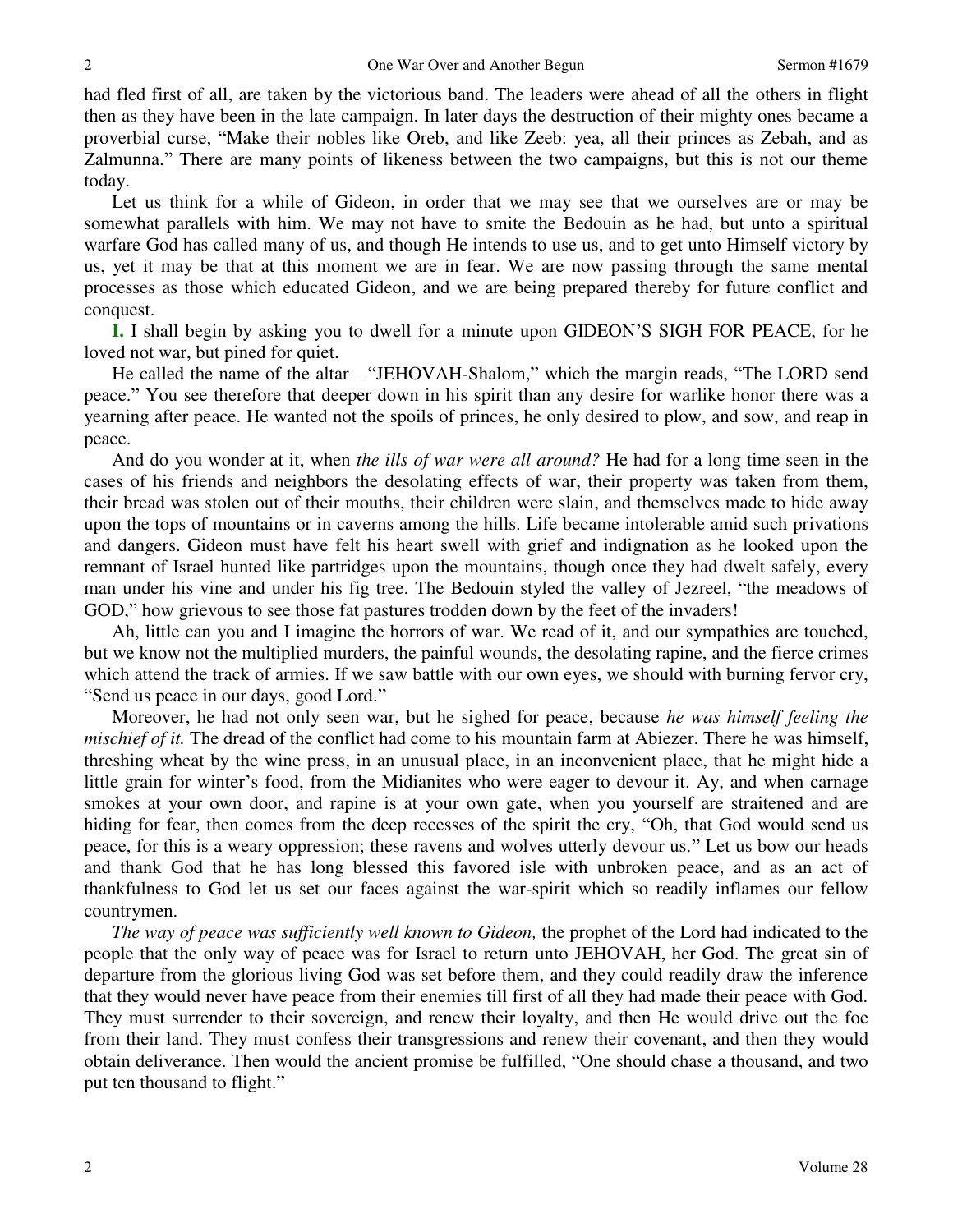had fled first of all, are taken by the victorious band. The leaders were ahead of all the others in flight then as they have been in the late campaign. In later days the destruction of their mighty ones became a proverbial curse, "Make their nobles like Oreb, and like Zeeb: yea, all their princes as Zebah, and as Zalmunna." There are many points of likeness between the two campaigns, but this is not our theme today.

Let us think for a while of Gideon, in order that we may see that we ourselves are or may be somewhat parallels with him. We may not have to smite the Bedouin as he had, but unto a spiritual warfare God has called many of us, and though He intends to use us, and to get unto Himself victory by us, yet it may be that at this moment we are in fear. We are now passing through the same mental processes as those which educated Gideon, and we are being prepared thereby for future conflict and conquest.

**I.** I shall begin by asking you to dwell for a minute upon GIDEON'S SIGH FOR PEACE, for he loved not war, but pined for quiet.

He called the name of the altar—"JEHOVAH-Shalom," which the margin reads, "The LORD send peace." You see therefore that deeper down in his spirit than any desire for warlike honor there was a yearning after peace. He wanted not the spoils of princes, he only desired to plow, and sow, and reap in peace.

And do you wonder at it, when *the ills of war were all around?* He had for a long time seen in the cases of his friends and neighbors the desolating effects of war, their property was taken from them, their bread was stolen out of their mouths, their children were slain, and themselves made to hide away upon the tops of mountains or in caverns among the hills. Life became intolerable amid such privations and dangers. Gideon must have felt his heart swell with grief and indignation as he looked upon the remnant of Israel hunted like partridges upon the mountains, though once they had dwelt safely, every man under his vine and under his fig tree. The Bedouin styled the valley of Jezreel, "the meadows of GOD," how grievous to see those fat pastures trodden down by the feet of the invaders!

Ah, little can you and I imagine the horrors of war. We read of it, and our sympathies are touched, but we know not the multiplied murders, the painful wounds, the desolating rapine, and the fierce crimes which attend the track of armies. If we saw battle with our own eyes, we should with burning fervor cry, "Send us peace in our days, good Lord."

Moreover, he had not only seen war, but he sighed for peace, because *he was himself feeling the mischief of it.* The dread of the conflict had come to his mountain farm at Abiezer. There he was himself, threshing wheat by the wine press, in an unusual place, in an inconvenient place, that he might hide a little grain for winter's food, from the Midianites who were eager to devour it. Ay, and when carnage smokes at your own door, and rapine is at your own gate, when you yourself are straitened and are hiding for fear, then comes from the deep recesses of the spirit the cry, "Oh, that God would send us peace, for this is a weary oppression; these ravens and wolves utterly devour us." Let us bow our heads and thank God that he has long blessed this favored isle with unbroken peace, and as an act of thankfulness to God let us set our faces against the war-spirit which so readily inflames our fellow countrymen.

*The way of peace was sufficiently well known to Gideon,* the prophet of the Lord had indicated to the people that the only way of peace was for Israel to return unto JEHOVAH, her God. The great sin of departure from the glorious living God was set before them, and they could readily draw the inference that they would never have peace from their enemies till first of all they had made their peace with God. They must surrender to their sovereign, and renew their loyalty, and then He would drive out the foe from their land. They must confess their transgressions and renew their covenant, and then they would obtain deliverance. Then would the ancient promise be fulfilled, "One should chase a thousand, and two put ten thousand to flight."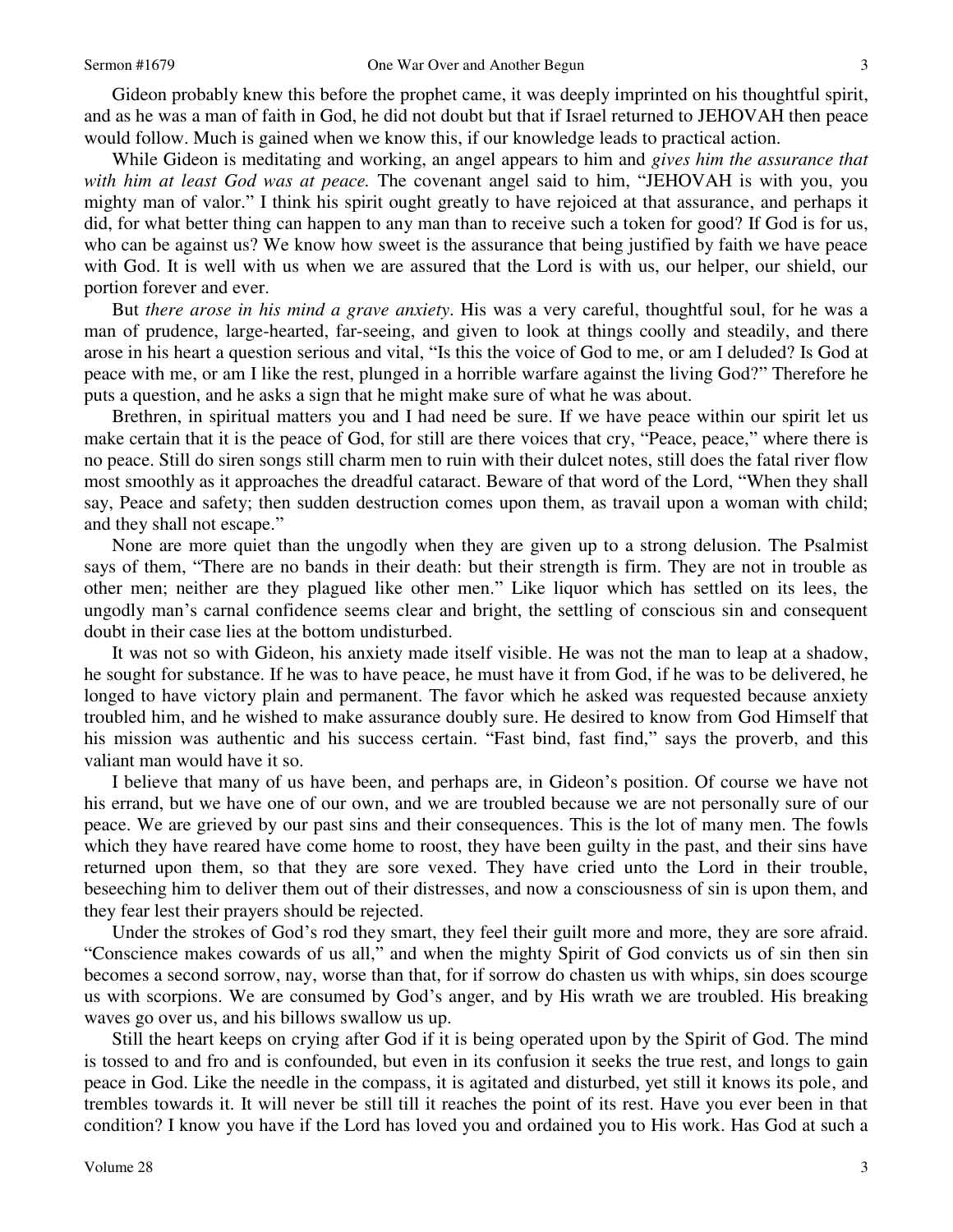Gideon probably knew this before the prophet came, it was deeply imprinted on his thoughtful spirit, and as he was a man of faith in God, he did not doubt but that if Israel returned to JEHOVAH then peace would follow. Much is gained when we know this, if our knowledge leads to practical action.

While Gideon is meditating and working, an angel appears to him and *gives him the assurance that with him at least God was at peace.* The covenant angel said to him, "JEHOVAH is with you, you mighty man of valor." I think his spirit ought greatly to have rejoiced at that assurance, and perhaps it did, for what better thing can happen to any man than to receive such a token for good? If God is for us, who can be against us? We know how sweet is the assurance that being justified by faith we have peace with God. It is well with us when we are assured that the Lord is with us, our helper, our shield, our portion forever and ever.

But *there arose in his mind a grave anxiety*. His was a very careful, thoughtful soul, for he was a man of prudence, large-hearted, far-seeing, and given to look at things coolly and steadily, and there arose in his heart a question serious and vital, "Is this the voice of God to me, or am I deluded? Is God at peace with me, or am I like the rest, plunged in a horrible warfare against the living God?" Therefore he puts a question, and he asks a sign that he might make sure of what he was about.

Brethren, in spiritual matters you and I had need be sure. If we have peace within our spirit let us make certain that it is the peace of God, for still are there voices that cry, "Peace, peace," where there is no peace. Still do siren songs still charm men to ruin with their dulcet notes, still does the fatal river flow most smoothly as it approaches the dreadful cataract. Beware of that word of the Lord, "When they shall say, Peace and safety; then sudden destruction comes upon them, as travail upon a woman with child; and they shall not escape."

None are more quiet than the ungodly when they are given up to a strong delusion. The Psalmist says of them, "There are no bands in their death: but their strength is firm. They are not in trouble as other men; neither are they plagued like other men." Like liquor which has settled on its lees, the ungodly man's carnal confidence seems clear and bright, the settling of conscious sin and consequent doubt in their case lies at the bottom undisturbed.

It was not so with Gideon, his anxiety made itself visible. He was not the man to leap at a shadow, he sought for substance. If he was to have peace, he must have it from God, if he was to be delivered, he longed to have victory plain and permanent. The favor which he asked was requested because anxiety troubled him, and he wished to make assurance doubly sure. He desired to know from God Himself that his mission was authentic and his success certain. "Fast bind, fast find," says the proverb, and this valiant man would have it so.

I believe that many of us have been, and perhaps are, in Gideon's position. Of course we have not his errand, but we have one of our own, and we are troubled because we are not personally sure of our peace. We are grieved by our past sins and their consequences. This is the lot of many men. The fowls which they have reared have come home to roost, they have been guilty in the past, and their sins have returned upon them, so that they are sore vexed. They have cried unto the Lord in their trouble, beseeching him to deliver them out of their distresses, and now a consciousness of sin is upon them, and they fear lest their prayers should be rejected.

Under the strokes of God's rod they smart, they feel their guilt more and more, they are sore afraid. "Conscience makes cowards of us all," and when the mighty Spirit of God convicts us of sin then sin becomes a second sorrow, nay, worse than that, for if sorrow do chasten us with whips, sin does scourge us with scorpions. We are consumed by God's anger, and by His wrath we are troubled. His breaking waves go over us, and his billows swallow us up.

Still the heart keeps on crying after God if it is being operated upon by the Spirit of God. The mind is tossed to and fro and is confounded, but even in its confusion it seeks the true rest, and longs to gain peace in God. Like the needle in the compass, it is agitated and disturbed, yet still it knows its pole, and trembles towards it. It will never be still till it reaches the point of its rest. Have you ever been in that condition? I know you have if the Lord has loved you and ordained you to His work. Has God at such a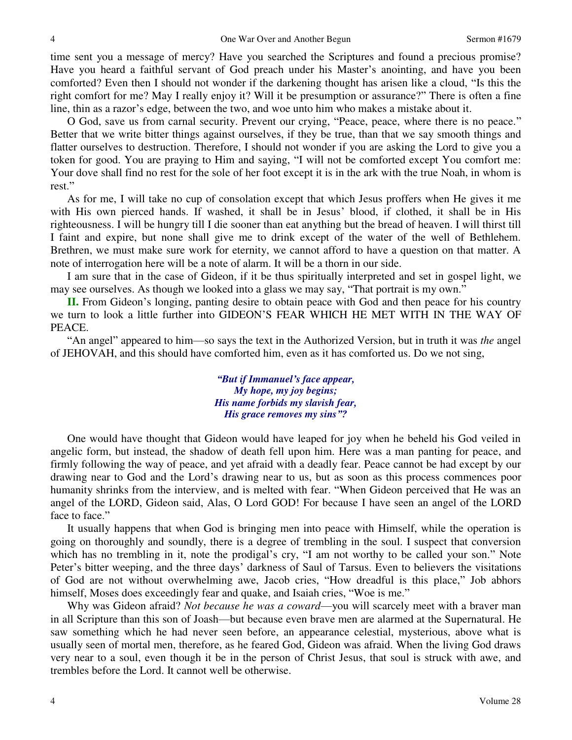time sent you a message of mercy? Have you searched the Scriptures and found a precious promise? Have you heard a faithful servant of God preach under his Master's anointing, and have you been comforted? Even then I should not wonder if the darkening thought has arisen like a cloud, "Is this the right comfort for me? May I really enjoy it? Will it be presumption or assurance?" There is often a fine line, thin as a razor's edge, between the two, and woe unto him who makes a mistake about it.

O God, save us from carnal security. Prevent our crying, "Peace, peace, where there is no peace." Better that we write bitter things against ourselves, if they be true, than that we say smooth things and flatter ourselves to destruction. Therefore, I should not wonder if you are asking the Lord to give you a token for good. You are praying to Him and saying, "I will not be comforted except You comfort me: Your dove shall find no rest for the sole of her foot except it is in the ark with the true Noah, in whom is rest."

As for me, I will take no cup of consolation except that which Jesus proffers when He gives it me with His own pierced hands. If washed, it shall be in Jesus' blood, if clothed, it shall be in His righteousness. I will be hungry till I die sooner than eat anything but the bread of heaven. I will thirst till I faint and expire, but none shall give me to drink except of the water of the well of Bethlehem. Brethren, we must make sure work for eternity, we cannot afford to have a question on that matter. A note of interrogation here will be a note of alarm. It will be a thorn in our side.

I am sure that in the case of Gideon, if it be thus spiritually interpreted and set in gospel light, we may see ourselves. As though we looked into a glass we may say, "That portrait is my own."

**II.** From Gideon's longing, panting desire to obtain peace with God and then peace for his country we turn to look a little further into GIDEON'S FEAR WHICH HE MET WITH IN THE WAY OF PEACE.

"An angel" appeared to him—so says the text in the Authorized Version, but in truth it was *the* angel of JEHOVAH, and this should have comforted him, even as it has comforted us. Do we not sing,

> ***"But if Immanuel's face appear,***
> ***My hope, my joy begins;***
> ***His name forbids my slavish fear,***
> ***His grace removes my sins"?***

One would have thought that Gideon would have leaped for joy when he beheld his God veiled in angelic form, but instead, the shadow of death fell upon him. Here was a man panting for peace, and firmly following the way of peace, and yet afraid with a deadly fear. Peace cannot be had except by our drawing near to God and the Lord's drawing near to us, but as soon as this process commences poor humanity shrinks from the interview, and is melted with fear. "When Gideon perceived that He was an angel of the LORD, Gideon said, Alas, O Lord GOD! For because I have seen an angel of the LORD face to face."

It usually happens that when God is bringing men into peace with Himself, while the operation is going on thoroughly and soundly, there is a degree of trembling in the soul. I suspect that conversion which has no trembling in it, note the prodigal's cry, "I am not worthy to be called your son." Note Peter's bitter weeping, and the three days' darkness of Saul of Tarsus. Even to believers the visitations of God are not without overwhelming awe, Jacob cries, "How dreadful is this place," Job abhors himself, Moses does exceedingly fear and quake, and Isaiah cries, "Woe is me."

Why was Gideon afraid? *Not because he was a coward*—you will scarcely meet with a braver man in all Scripture than this son of Joash—but because even brave men are alarmed at the Supernatural. He saw something which he had never seen before, an appearance celestial, mysterious, above what is usually seen of mortal men, therefore, as he feared God, Gideon was afraid. When the living God draws very near to a soul, even though it be in the person of Christ Jesus, that soul is struck with awe, and trembles before the Lord. It cannot well be otherwise.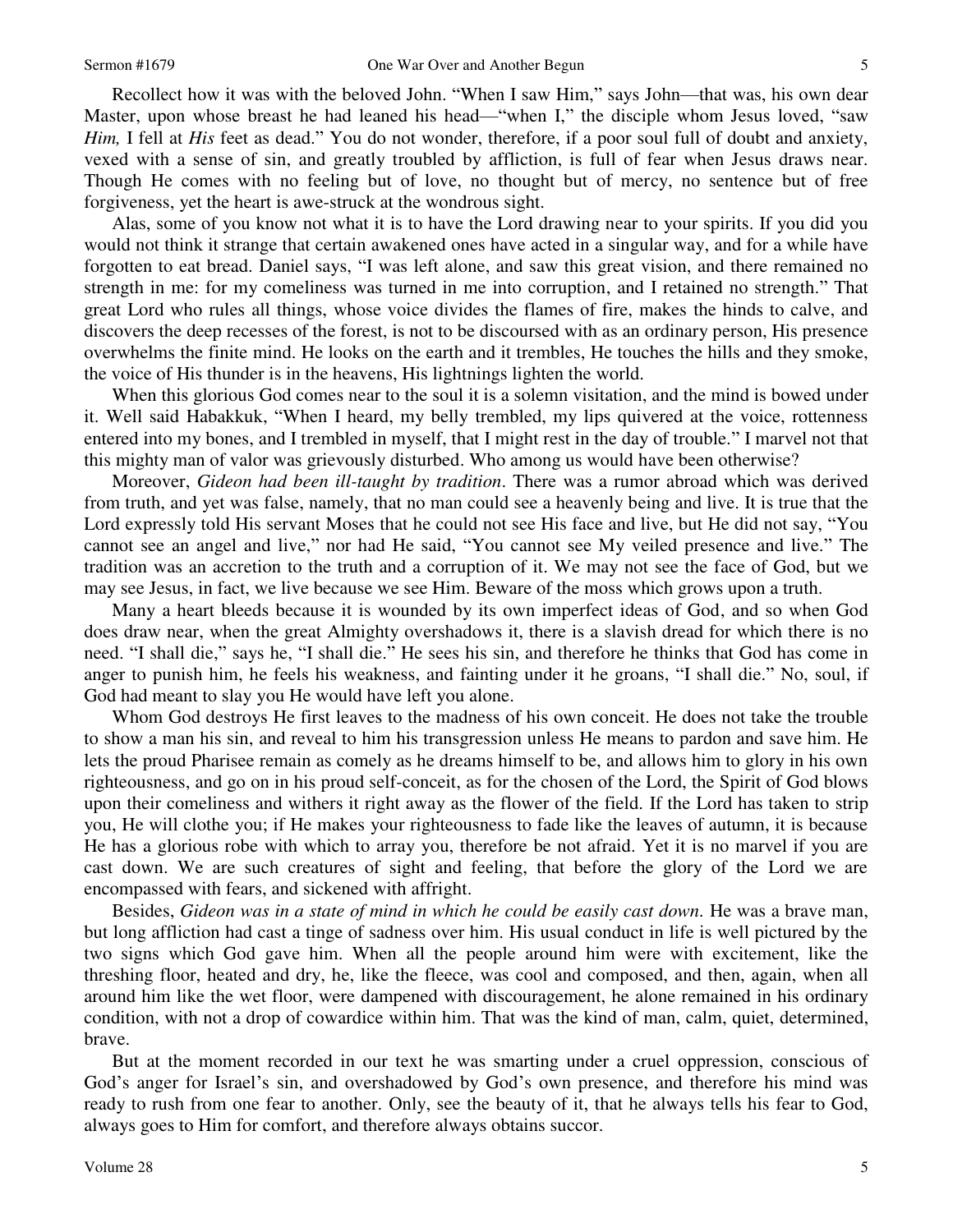Recollect how it was with the beloved John. "When I saw Him," says John—that was, his own dear Master, upon whose breast he had leaned his head—"when I," the disciple whom Jesus loved, "saw *Him,* I fell at *His* feet as dead." You do not wonder, therefore, if a poor soul full of doubt and anxiety, vexed with a sense of sin, and greatly troubled by affliction, is full of fear when Jesus draws near. Though He comes with no feeling but of love, no thought but of mercy, no sentence but of free forgiveness, yet the heart is awe-struck at the wondrous sight.

Alas, some of you know not what it is to have the Lord drawing near to your spirits. If you did you would not think it strange that certain awakened ones have acted in a singular way, and for a while have forgotten to eat bread. Daniel says, "I was left alone, and saw this great vision, and there remained no strength in me: for my comeliness was turned in me into corruption, and I retained no strength." That great Lord who rules all things, whose voice divides the flames of fire, makes the hinds to calve, and discovers the deep recesses of the forest, is not to be discoursed with as an ordinary person, His presence overwhelms the finite mind. He looks on the earth and it trembles, He touches the hills and they smoke, the voice of His thunder is in the heavens, His lightnings lighten the world.

When this glorious God comes near to the soul it is a solemn visitation, and the mind is bowed under it. Well said Habakkuk, "When I heard, my belly trembled, my lips quivered at the voice, rottenness entered into my bones, and I trembled in myself, that I might rest in the day of trouble." I marvel not that this mighty man of valor was grievously disturbed. Who among us would have been otherwise?

Moreover, *Gideon had been ill-taught by tradition*. There was a rumor abroad which was derived from truth, and yet was false, namely, that no man could see a heavenly being and live. It is true that the Lord expressly told His servant Moses that he could not see His face and live, but He did not say, "You cannot see an angel and live," nor had He said, "You cannot see My veiled presence and live." The tradition was an accretion to the truth and a corruption of it. We may not see the face of God, but we may see Jesus, in fact, we live because we see Him. Beware of the moss which grows upon a truth.

Many a heart bleeds because it is wounded by its own imperfect ideas of God, and so when God does draw near, when the great Almighty overshadows it, there is a slavish dread for which there is no need. "I shall die," says he, "I shall die." He sees his sin, and therefore he thinks that God has come in anger to punish him, he feels his weakness, and fainting under it he groans, "I shall die." No, soul, if God had meant to slay you He would have left you alone.

Whom God destroys He first leaves to the madness of his own conceit. He does not take the trouble to show a man his sin, and reveal to him his transgression unless He means to pardon and save him. He lets the proud Pharisee remain as comely as he dreams himself to be, and allows him to glory in his own righteousness, and go on in his proud self-conceit, as for the chosen of the Lord, the Spirit of God blows upon their comeliness and withers it right away as the flower of the field. If the Lord has taken to strip you, He will clothe you; if He makes your righteousness to fade like the leaves of autumn, it is because He has a glorious robe with which to array you, therefore be not afraid. Yet it is no marvel if you are cast down. We are such creatures of sight and feeling, that before the glory of the Lord we are encompassed with fears, and sickened with affright.

Besides, *Gideon was in a state of mind in which he could be easily cast down*. He was a brave man, but long affliction had cast a tinge of sadness over him. His usual conduct in life is well pictured by the two signs which God gave him. When all the people around him were with excitement, like the threshing floor, heated and dry, he, like the fleece, was cool and composed, and then, again, when all around him like the wet floor, were dampened with discouragement, he alone remained in his ordinary condition, with not a drop of cowardice within him. That was the kind of man, calm, quiet, determined, brave.

But at the moment recorded in our text he was smarting under a cruel oppression, conscious of God's anger for Israel's sin, and overshadowed by God's own presence, and therefore his mind was ready to rush from one fear to another. Only, see the beauty of it, that he always tells his fear to God, always goes to Him for comfort, and therefore always obtains succor.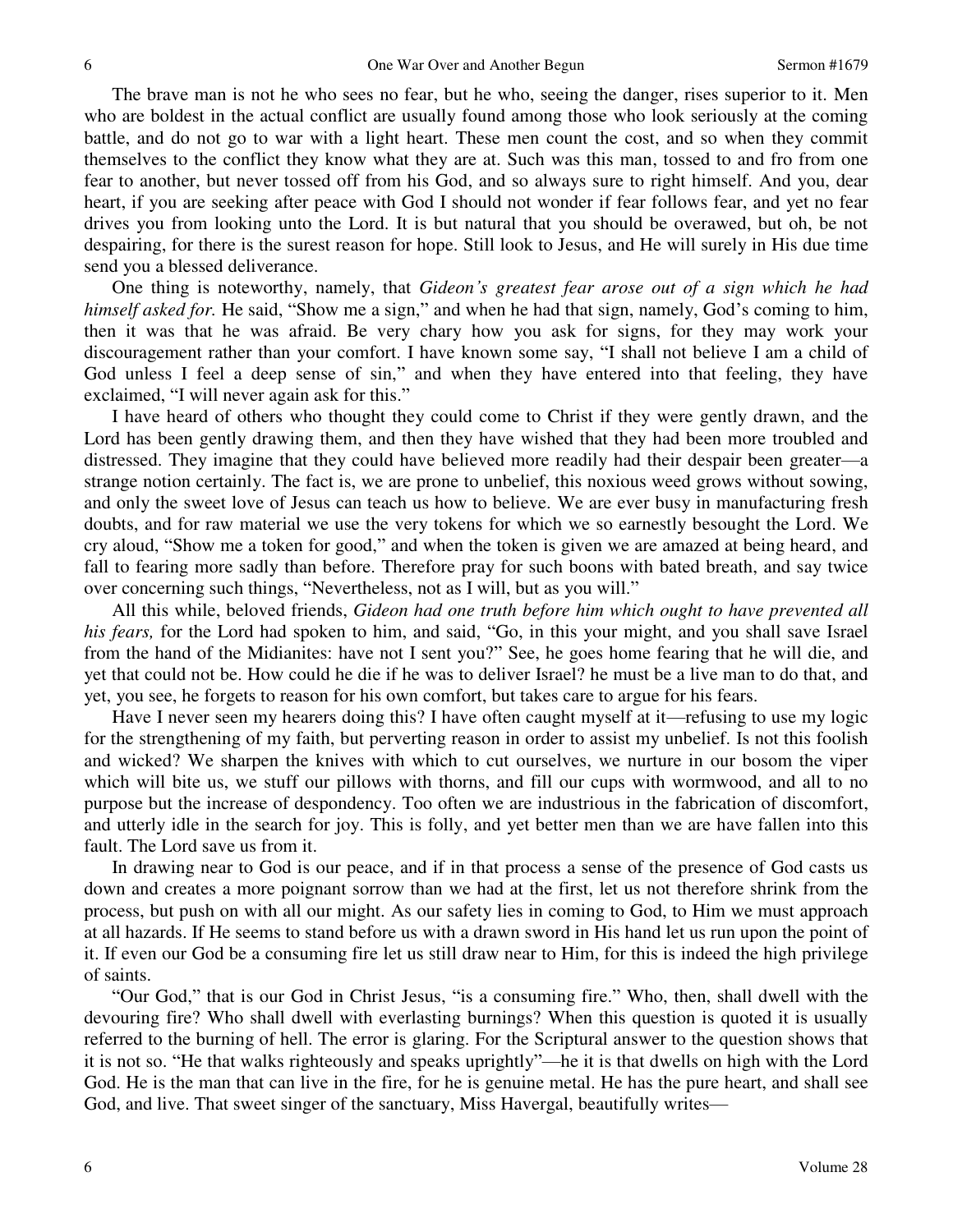The brave man is not he who sees no fear, but he who, seeing the danger, rises superior to it. Men who are boldest in the actual conflict are usually found among those who look seriously at the coming battle, and do not go to war with a light heart. These men count the cost, and so when they commit themselves to the conflict they know what they are at. Such was this man, tossed to and fro from one fear to another, but never tossed off from his God, and so always sure to right himself. And you, dear heart, if you are seeking after peace with God I should not wonder if fear follows fear, and yet no fear drives you from looking unto the Lord. It is but natural that you should be overawed, but oh, be not despairing, for there is the surest reason for hope. Still look to Jesus, and He will surely in His due time send you a blessed deliverance.

One thing is noteworthy, namely, that *Gideon's greatest fear arose out of a sign which he had himself asked for.* He said, "Show me a sign," and when he had that sign, namely, God's coming to him, then it was that he was afraid. Be very chary how you ask for signs, for they may work your discouragement rather than your comfort. I have known some say, "I shall not believe I am a child of God unless I feel a deep sense of sin," and when they have entered into that feeling, they have exclaimed, "I will never again ask for this."

I have heard of others who thought they could come to Christ if they were gently drawn, and the Lord has been gently drawing them, and then they have wished that they had been more troubled and distressed. They imagine that they could have believed more readily had their despair been greater—a strange notion certainly. The fact is, we are prone to unbelief, this noxious weed grows without sowing, and only the sweet love of Jesus can teach us how to believe. We are ever busy in manufacturing fresh doubts, and for raw material we use the very tokens for which we so earnestly besought the Lord. We cry aloud, "Show me a token for good," and when the token is given we are amazed at being heard, and fall to fearing more sadly than before. Therefore pray for such boons with bated breath, and say twice over concerning such things, "Nevertheless, not as I will, but as you will."

All this while, beloved friends, *Gideon had one truth before him which ought to have prevented all his fears,* for the Lord had spoken to him, and said, "Go, in this your might, and you shall save Israel from the hand of the Midianites: have not I sent you?" See, he goes home fearing that he will die, and yet that could not be. How could he die if he was to deliver Israel? he must be a live man to do that, and yet, you see, he forgets to reason for his own comfort, but takes care to argue for his fears.

Have I never seen my hearers doing this? I have often caught myself at it—refusing to use my logic for the strengthening of my faith, but perverting reason in order to assist my unbelief. Is not this foolish and wicked? We sharpen the knives with which to cut ourselves, we nurture in our bosom the viper which will bite us, we stuff our pillows with thorns, and fill our cups with wormwood, and all to no purpose but the increase of despondency. Too often we are industrious in the fabrication of discomfort, and utterly idle in the search for joy. This is folly, and yet better men than we are have fallen into this fault. The Lord save us from it.

In drawing near to God is our peace, and if in that process a sense of the presence of God casts us down and creates a more poignant sorrow than we had at the first, let us not therefore shrink from the process, but push on with all our might. As our safety lies in coming to God, to Him we must approach at all hazards. If He seems to stand before us with a drawn sword in His hand let us run upon the point of it. If even our God be a consuming fire let us still draw near to Him, for this is indeed the high privilege of saints.

"Our God," that is our God in Christ Jesus, "is a consuming fire." Who, then, shall dwell with the devouring fire? Who shall dwell with everlasting burnings? When this question is quoted it is usually referred to the burning of hell. The error is glaring. For the Scriptural answer to the question shows that it is not so. "He that walks righteously and speaks uprightly"—he it is that dwells on high with the Lord God. He is the man that can live in the fire, for he is genuine metal. He has the pure heart, and shall see God, and live. That sweet singer of the sanctuary, Miss Havergal, beautifully writes—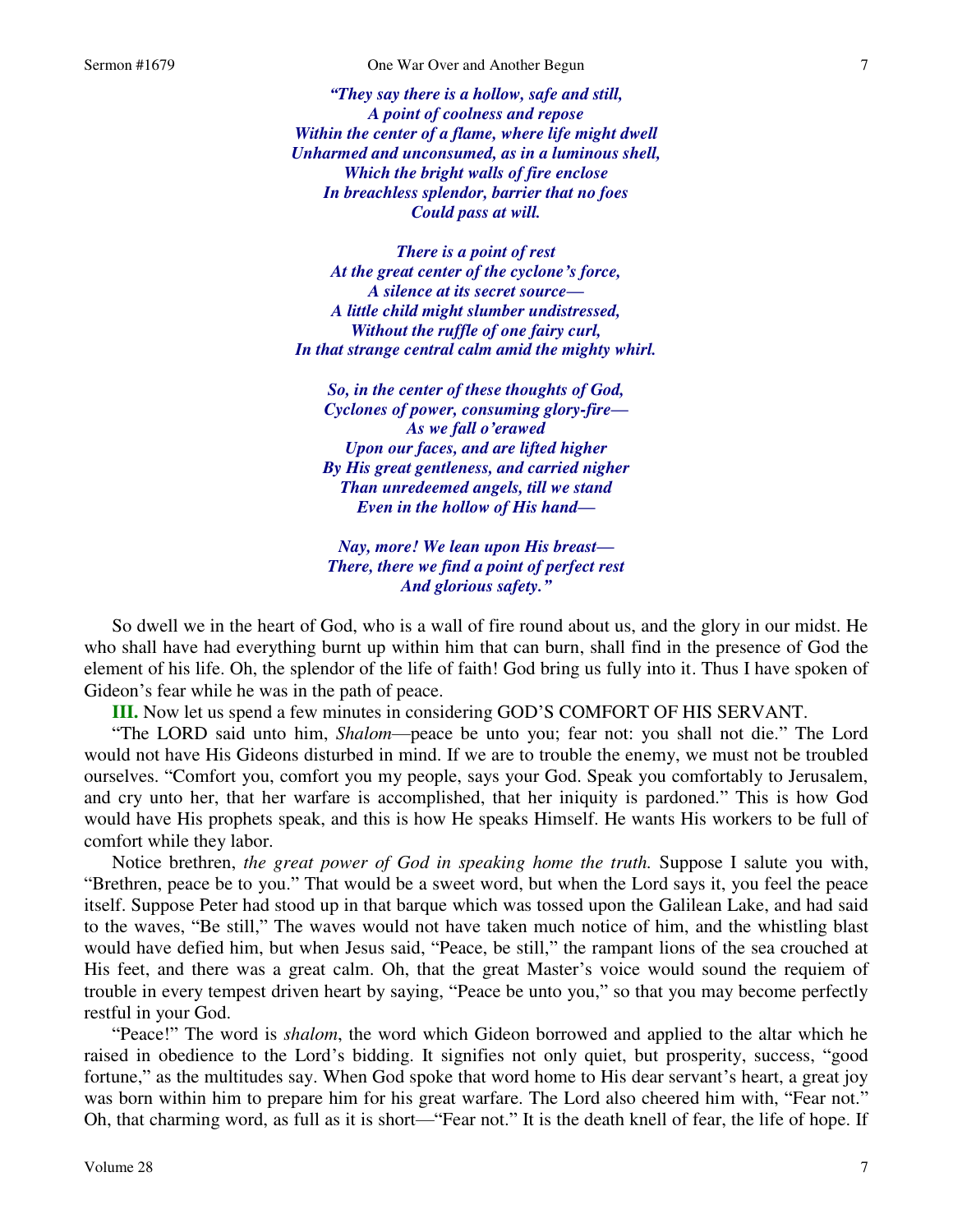*"They say there is a hollow, safe and still,*
*A point of coolness and repose*
*Within the center of a flame, where life might dwell*
*Unharmed and unconsumed, as in a luminous shell,*
*Which the bright walls of fire enclose*
*In breachless splendor, barrier that no foes*
*Could pass at will.*

*There is a point of rest*
*At the great center of the cyclone's force,*
*A silence at its secret source—*
*A little child might slumber undistressed,*
*Without the ruffle of one fairy curl,*
*In that strange central calm amid the mighty whirl.*

*So, in the center of these thoughts of God,*
*Cyclones of power, consuming glory-fire—*
*As we fall o'erawed*
*Upon our faces, and are lifted higher*
*By His great gentleness, and carried nigher*
*Than unredeemed angels, till we stand*
*Even in the hollow of His hand—*

*Nay, more! We lean upon His breast—*
*There, there we find a point of perfect rest*
*And glorious safety."*

So dwell we in the heart of God, who is a wall of fire round about us, and the glory in our midst. He who shall have had everything burnt up within him that can burn, shall find in the presence of God the element of his life. Oh, the splendor of the life of faith! God bring us fully into it. Thus I have spoken of Gideon's fear while he was in the path of peace.

**III.** Now let us spend a few minutes in considering GOD'S COMFORT OF HIS SERVANT.

"The LORD said unto him, *Shalom*—peace be unto you; fear not: you shall not die." The Lord would not have His Gideons disturbed in mind. If we are to trouble the enemy, we must not be troubled ourselves. "Comfort you, comfort you my people, says your God. Speak you comfortably to Jerusalem, and cry unto her, that her warfare is accomplished, that her iniquity is pardoned." This is how God would have His prophets speak, and this is how He speaks Himself. He wants His workers to be full of comfort while they labor.

Notice brethren, *the great power of God in speaking home the truth.* Suppose I salute you with, "Brethren, peace be to you." That would be a sweet word, but when the Lord says it, you feel the peace itself. Suppose Peter had stood up in that barque which was tossed upon the Galilean Lake, and had said to the waves, "Be still," The waves would not have taken much notice of him, and the whistling blast would have defied him, but when Jesus said, "Peace, be still," the rampant lions of the sea crouched at His feet, and there was a great calm. Oh, that the great Master's voice would sound the requiem of trouble in every tempest driven heart by saying, "Peace be unto you," so that you may become perfectly restful in your God.

"Peace!" The word is *shalom*, the word which Gideon borrowed and applied to the altar which he raised in obedience to the Lord's bidding. It signifies not only quiet, but prosperity, success, "good fortune," as the multitudes say. When God spoke that word home to His dear servant's heart, a great joy was born within him to prepare him for his great warfare. The Lord also cheered him with, "Fear not." Oh, that charming word, as full as it is short—"Fear not." It is the death knell of fear, the life of hope. If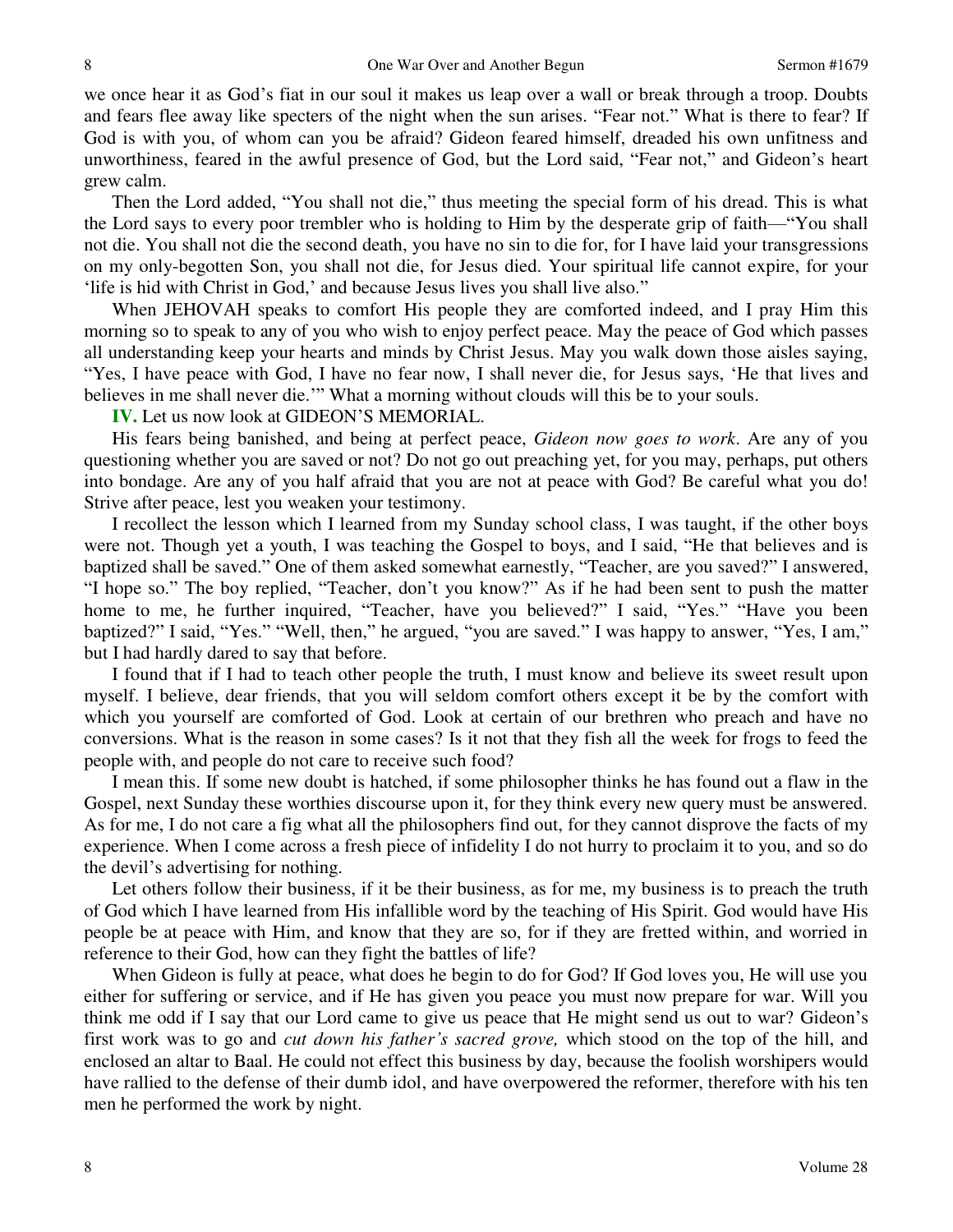we once hear it as God's fiat in our soul it makes us leap over a wall or break through a troop. Doubts and fears flee away like specters of the night when the sun arises. "Fear not." What is there to fear? If God is with you, of whom can you be afraid? Gideon feared himself, dreaded his own unfitness and unworthiness, feared in the awful presence of God, but the Lord said, "Fear not," and Gideon's heart grew calm.

Then the Lord added, "You shall not die," thus meeting the special form of his dread. This is what the Lord says to every poor trembler who is holding to Him by the desperate grip of faith—"You shall not die. You shall not die the second death, you have no sin to die for, for I have laid your transgressions on my only-begotten Son, you shall not die, for Jesus died. Your spiritual life cannot expire, for your 'life is hid with Christ in God,' and because Jesus lives you shall live also."

When JEHOVAH speaks to comfort His people they are comforted indeed, and I pray Him this morning so to speak to any of you who wish to enjoy perfect peace. May the peace of God which passes all understanding keep your hearts and minds by Christ Jesus. May you walk down those aisles saying, "Yes, I have peace with God, I have no fear now, I shall never die, for Jesus says, 'He that lives and believes in me shall never die.'" What a morning without clouds will this be to your souls.

**IV.** Let us now look at GIDEON'S MEMORIAL.

His fears being banished, and being at perfect peace, *Gideon now goes to work*. Are any of you questioning whether you are saved or not? Do not go out preaching yet, for you may, perhaps, put others into bondage. Are any of you half afraid that you are not at peace with God? Be careful what you do! Strive after peace, lest you weaken your testimony.

I recollect the lesson which I learned from my Sunday school class, I was taught, if the other boys were not. Though yet a youth, I was teaching the Gospel to boys, and I said, "He that believes and is baptized shall be saved." One of them asked somewhat earnestly, "Teacher, are you saved?" I answered, "I hope so." The boy replied, "Teacher, don't you know?" As if he had been sent to push the matter home to me, he further inquired, "Teacher, have you believed?" I said, "Yes." "Have you been baptized?" I said, "Yes." "Well, then," he argued, "you are saved." I was happy to answer, "Yes, I am," but I had hardly dared to say that before.

I found that if I had to teach other people the truth, I must know and believe its sweet result upon myself. I believe, dear friends, that you will seldom comfort others except it be by the comfort with which you yourself are comforted of God. Look at certain of our brethren who preach and have no conversions. What is the reason in some cases? Is it not that they fish all the week for frogs to feed the people with, and people do not care to receive such food?

I mean this. If some new doubt is hatched, if some philosopher thinks he has found out a flaw in the Gospel, next Sunday these worthies discourse upon it, for they think every new query must be answered. As for me, I do not care a fig what all the philosophers find out, for they cannot disprove the facts of my experience. When I come across a fresh piece of infidelity I do not hurry to proclaim it to you, and so do the devil's advertising for nothing.

Let others follow their business, if it be their business, as for me, my business is to preach the truth of God which I have learned from His infallible word by the teaching of His Spirit. God would have His people be at peace with Him, and know that they are so, for if they are fretted within, and worried in reference to their God, how can they fight the battles of life?

When Gideon is fully at peace, what does he begin to do for God? If God loves you, He will use you either for suffering or service, and if He has given you peace you must now prepare for war. Will you think me odd if I say that our Lord came to give us peace that He might send us out to war? Gideon's first work was to go and *cut down his father's sacred grove,* which stood on the top of the hill, and enclosed an altar to Baal. He could not effect this business by day, because the foolish worshipers would have rallied to the defense of their dumb idol, and have overpowered the reformer, therefore with his ten men he performed the work by night.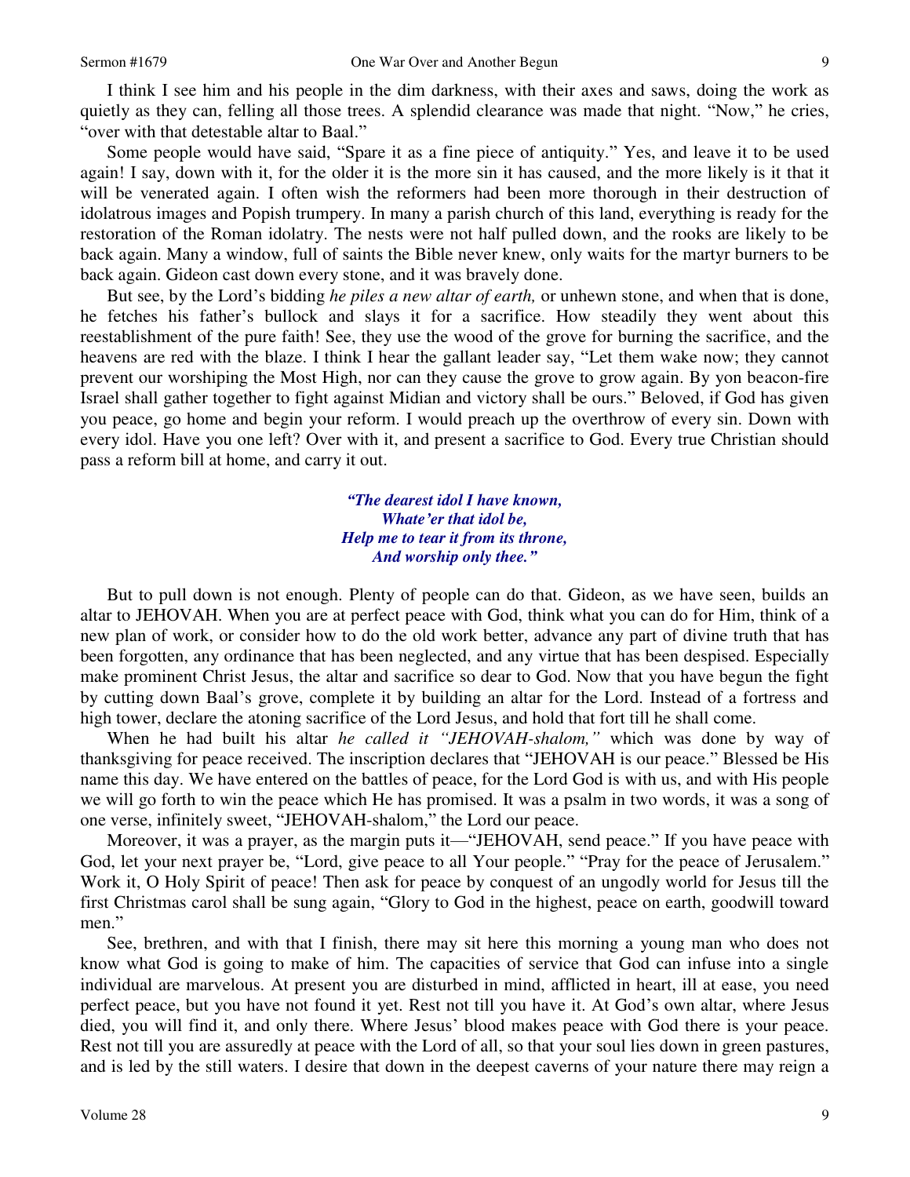I think I see him and his people in the dim darkness, with their axes and saws, doing the work as quietly as they can, felling all those trees. A splendid clearance was made that night. "Now," he cries, "over with that detestable altar to Baal."

Some people would have said, "Spare it as a fine piece of antiquity." Yes, and leave it to be used again! I say, down with it, for the older it is the more sin it has caused, and the more likely is it that it will be venerated again. I often wish the reformers had been more thorough in their destruction of idolatrous images and Popish trumpery. In many a parish church of this land, everything is ready for the restoration of the Roman idolatry. The nests were not half pulled down, and the rooks are likely to be back again. Many a window, full of saints the Bible never knew, only waits for the martyr burners to be back again. Gideon cast down every stone, and it was bravely done.

But see, by the Lord's bidding *he piles a new altar of earth,* or unhewn stone, and when that is done, he fetches his father's bullock and slays it for a sacrifice. How steadily they went about this reestablishment of the pure faith! See, they use the wood of the grove for burning the sacrifice, and the heavens are red with the blaze. I think I hear the gallant leader say, "Let them wake now; they cannot prevent our worshiping the Most High, nor can they cause the grove to grow again. By yon beacon-fire Israel shall gather together to fight against Midian and victory shall be ours." Beloved, if God has given you peace, go home and begin your reform. I would preach up the overthrow of every sin. Down with every idol. Have you one left? Over with it, and present a sacrifice to God. Every true Christian should pass a reform bill at home, and carry it out.

***"The dearest idol I have known,***
***Whate'er that idol be,***
***Help me to tear it from its throne,***
***And worship only thee."***

But to pull down is not enough. Plenty of people can do that. Gideon, as we have seen, builds an altar to JEHOVAH. When you are at perfect peace with God, think what you can do for Him, think of a new plan of work, or consider how to do the old work better, advance any part of divine truth that has been forgotten, any ordinance that has been neglected, and any virtue that has been despised. Especially make prominent Christ Jesus, the altar and sacrifice so dear to God. Now that you have begun the fight by cutting down Baal's grove, complete it by building an altar for the Lord. Instead of a fortress and high tower, declare the atoning sacrifice of the Lord Jesus, and hold that fort till he shall come.

When he had built his altar *he called it "JEHOVAH-shalom,"* which was done by way of thanksgiving for peace received. The inscription declares that "JEHOVAH is our peace." Blessed be His name this day. We have entered on the battles of peace, for the Lord God is with us, and with His people we will go forth to win the peace which He has promised. It was a psalm in two words, it was a song of one verse, infinitely sweet, "JEHOVAH-shalom," the Lord our peace.

Moreover, it was a prayer, as the margin puts it—"JEHOVAH, send peace." If you have peace with God, let your next prayer be, "Lord, give peace to all Your people." "Pray for the peace of Jerusalem." Work it, O Holy Spirit of peace! Then ask for peace by conquest of an ungodly world for Jesus till the first Christmas carol shall be sung again, "Glory to God in the highest, peace on earth, goodwill toward men."

See, brethren, and with that I finish, there may sit here this morning a young man who does not know what God is going to make of him. The capacities of service that God can infuse into a single individual are marvelous. At present you are disturbed in mind, afflicted in heart, ill at ease, you need perfect peace, but you have not found it yet. Rest not till you have it. At God's own altar, where Jesus died, you will find it, and only there. Where Jesus' blood makes peace with God there is your peace. Rest not till you are assuredly at peace with the Lord of all, so that your soul lies down in green pastures, and is led by the still waters. I desire that down in the deepest caverns of your nature there may reign a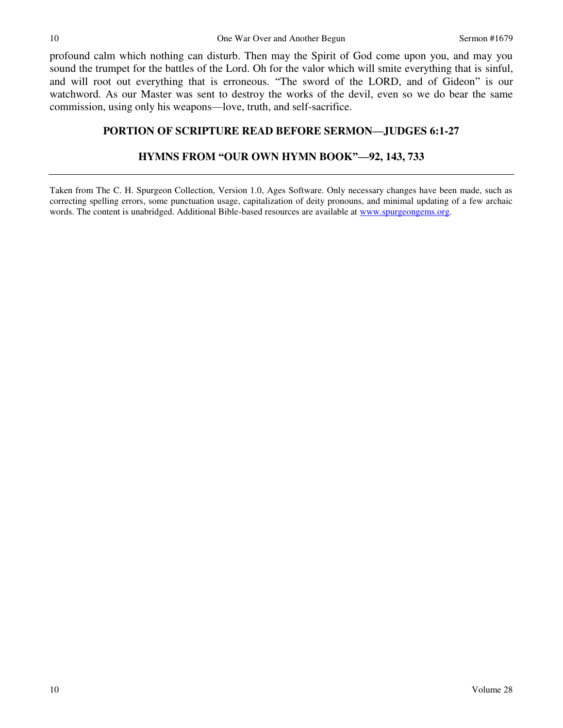profound calm which nothing can disturb. Then may the Spirit of God come upon you, and may you sound the trumpet for the battles of the Lord. Oh for the valor which will smite everything that is sinful, and will root out everything that is erroneous. "The sword of the LORD, and of Gideon" is our watchword. As our Master was sent to destroy the works of the devil, even so we do bear the same commission, using only his weapons—love, truth, and self-sacrifice.

## PORTION OF SCRIPTURE READ BEFORE SERMON—JUDGES 6:1-27

## HYMNS FROM "OUR OWN HYMN BOOK"—92, 143, 733

---

Taken from The C. H. Spurgeon Collection, Version 1.0, Ages Software. Only necessary changes have been made, such as correcting spelling errors, some punctuation usage, capitalization of deity pronouns, and minimal updating of a few archaic words. The content is unabridged. Additional Bible-based resources are available at www.spurgeongems.org.